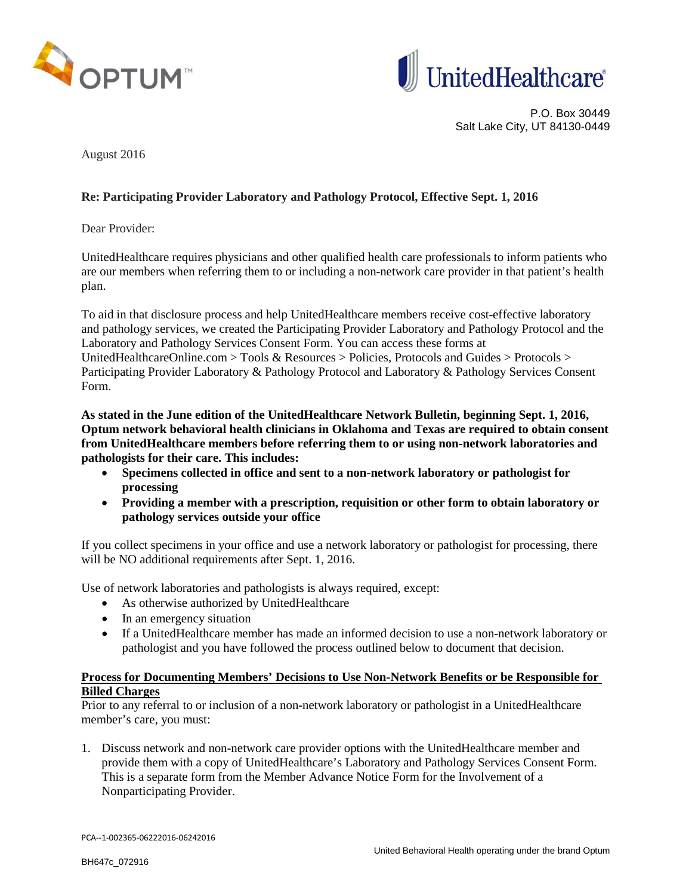OPTUM™

UnitedHealthcare®

P.O. Box 30449
Salt Lake City, UT 84130-0449

August 2016

**Re: Participating Provider Laboratory and Pathology Protocol, Effective Sept. 1, 2016**

Dear Provider:

UnitedHealthcare requires physicians and other qualified health care professionals to inform patients who are our members when referring them to or including a non-network care provider in that patient's health plan.

To aid in that disclosure process and help UnitedHealthcare members receive cost-effective laboratory and pathology services, we created the Participating Provider Laboratory and Pathology Protocol and the Laboratory and Pathology Services Consent Form. You can access these forms at UnitedHealthcareOnline.com > Tools & Resources > Policies, Protocols and Guides > Protocols > Participating Provider Laboratory & Pathology Protocol and Laboratory & Pathology Services Consent Form.

**As stated in the June edition of the UnitedHealthcare Network Bulletin, beginning Sept. 1, 2016, Optum network behavioral health clinicians in Oklahoma and Texas are required to obtain consent from UnitedHealthcare members before referring them to or using non-network laboratories and pathologists for their care. This includes:**

- **Specimens collected in office and sent to a non-network laboratory or pathologist for processing**
- **Providing a member with a prescription, requisition or other form to obtain laboratory or pathology services outside your office**

If you collect specimens in your office and use a network laboratory or pathologist for processing, there will be NO additional requirements after Sept. 1, 2016.

Use of network laboratories and pathologists is always required, except:

- As otherwise authorized by UnitedHealthcare
- In an emergency situation
- If a UnitedHealthcare member has made an informed decision to use a non-network laboratory or pathologist and you have followed the process outlined below to document that decision.

**Process for Documenting Members' Decisions to Use Non-Network Benefits or be Responsible for Billed Charges**

Prior to any referral to or inclusion of a non-network laboratory or pathologist in a UnitedHealthcare member's care, you must:

1. Discuss network and non-network care provider options with the UnitedHealthcare member and provide them with a copy of UnitedHealthcare's Laboratory and Pathology Services Consent Form. This is a separate form from the Member Advance Notice Form for the Involvement of a Nonparticipating Provider.

PCA--1-002365-06222016-06242016

United Behavioral Health operating under the brand Optum

BH647c_072916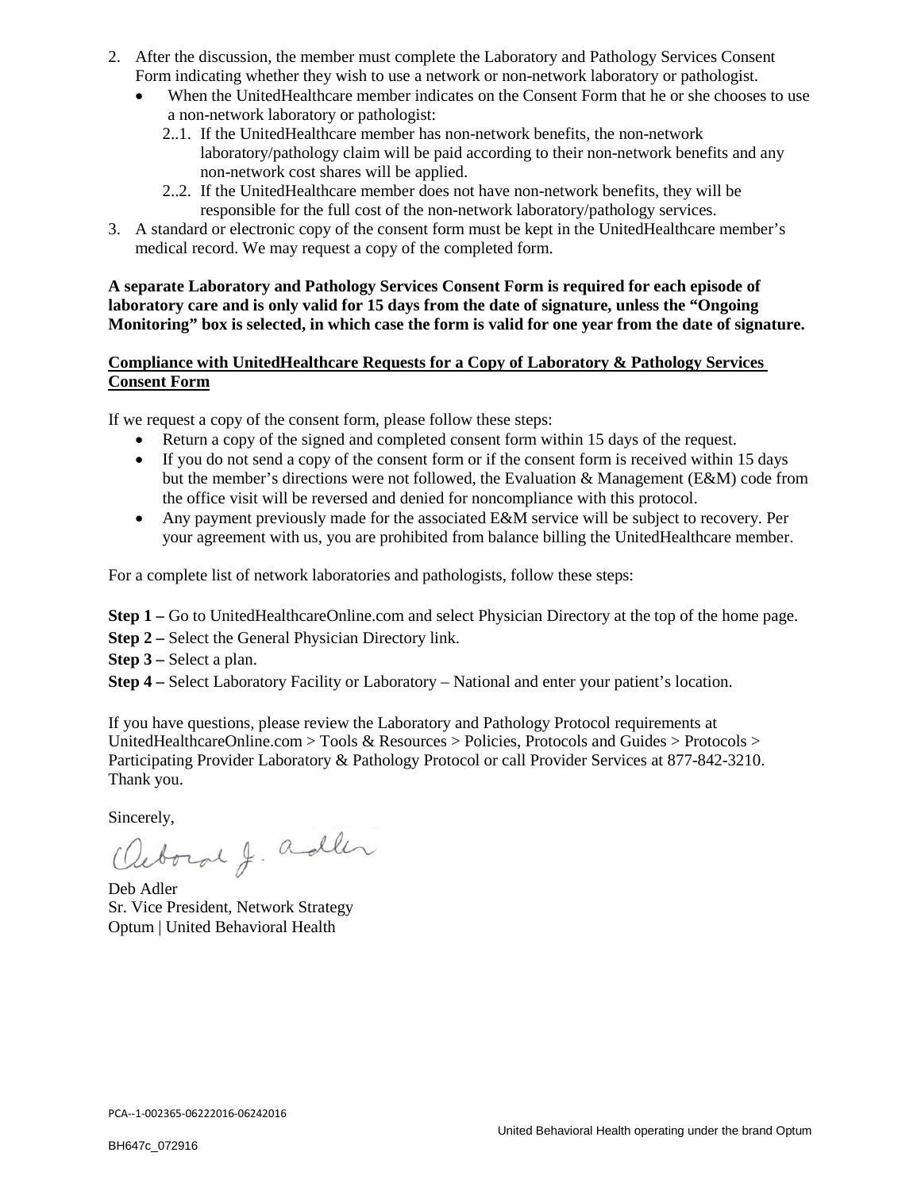2. After the discussion, the member must complete the Laboratory and Pathology Services Consent Form indicating whether they wish to use a network or non-network laboratory or pathologist.
   - When the UnitedHealthcare member indicates on the Consent Form that he or she chooses to use a non-network laboratory or pathologist:
     - 2..1. If the UnitedHealthcare member has non-network benefits, the non-network laboratory/pathology claim will be paid according to their non-network benefits and any non-network cost shares will be applied.
     - 2..2. If the UnitedHealthcare member does not have non-network benefits, they will be responsible for the full cost of the non-network laboratory/pathology services.
3. A standard or electronic copy of the consent form must be kept in the UnitedHealthcare member's medical record. We may request a copy of the completed form.

**A separate Laboratory and Pathology Services Consent Form is required for each episode of laboratory care and is only valid for 15 days from the date of signature, unless the "Ongoing Monitoring" box is selected, in which case the form is valid for one year from the date of signature.**

**Compliance with UnitedHealthcare Requests for a Copy of Laboratory & Pathology Services Consent Form**

If we request a copy of the consent form, please follow these steps:

- Return a copy of the signed and completed consent form within 15 days of the request.
- If you do not send a copy of the consent form or if the consent form is received within 15 days but the member's directions were not followed, the Evaluation & Management (E&M) code from the office visit will be reversed and denied for noncompliance with this protocol.
- Any payment previously made for the associated E&M service will be subject to recovery. Per your agreement with us, you are prohibited from balance billing the UnitedHealthcare member.

For a complete list of network laboratories and pathologists, follow these steps:

**Step 1 –** Go to UnitedHealthcareOnline.com and select Physician Directory at the top of the home page.

**Step 2 –** Select the General Physician Directory link.

**Step 3 –** Select a plan.

**Step 4 –** Select Laboratory Facility or Laboratory – National and enter your patient's location.

If you have questions, please review the Laboratory and Pathology Protocol requirements at UnitedHealthcareOnline.com > Tools & Resources > Policies, Protocols and Guides > Protocols > Participating Provider Laboratory & Pathology Protocol or call Provider Services at 877-842-3210. Thank you.

Sincerely,

Deborah J. Adler

Deb Adler
Sr. Vice President, Network Strategy
Optum | United Behavioral Health

PCA--1-002365-06222016-06242016

United Behavioral Health operating under the brand Optum

BH647c_072916